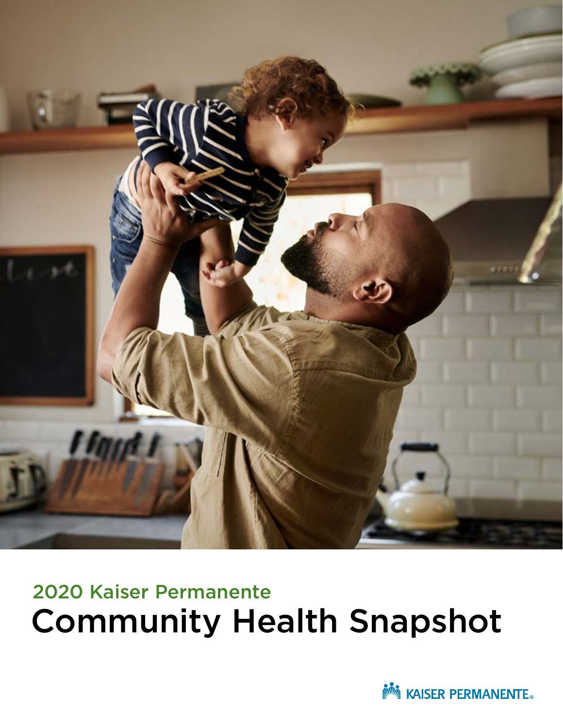## 2020 Kaiser Permanente

# Community Health Snapshot

KAISER PERMANENTE®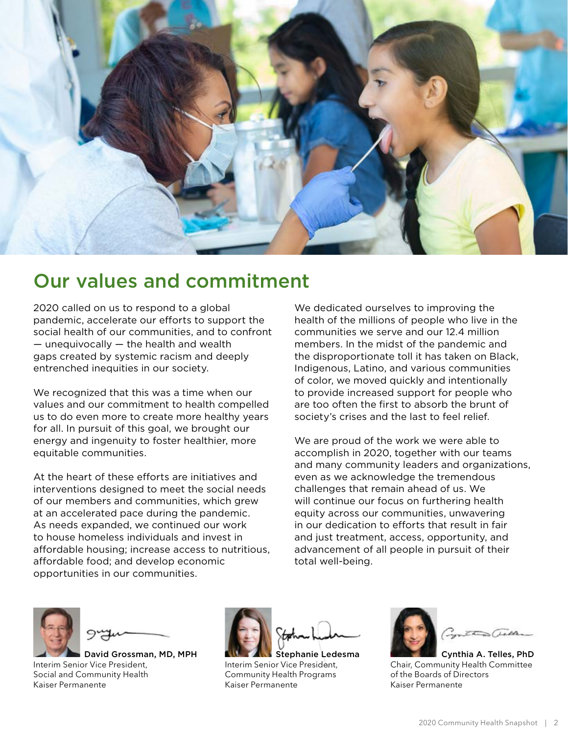## Our values and commitment

2020 called on us to respond to a global pandemic, accelerate our efforts to support the social health of our communities, and to confront — unequivocally — the health and wealth gaps created by systemic racism and deeply entrenched inequities in our society.

We recognized that this was a time when our values and our commitment to health compelled us to do even more to create more healthy years for all. In pursuit of this goal, we brought our energy and ingenuity to foster healthier, more equitable communities.

At the heart of these efforts are initiatives and interventions designed to meet the social needs of our members and communities, which grew at an accelerated pace during the pandemic. As needs expanded, we continued our work to house homeless individuals and invest in affordable housing; increase access to nutritious, affordable food; and develop economic opportunities in our communities.

We dedicated ourselves to improving the health of the millions of people who live in the communities we serve and our 12.4 million members. In the midst of the pandemic and the disproportionate toll it has taken on Black, Indigenous, Latino, and various communities of color, we moved quickly and intentionally to provide increased support for people who are too often the first to absorb the brunt of society's crises and the last to feel relief.

We are proud of the work we were able to accomplish in 2020, together with our teams and many community leaders and organizations, even as we acknowledge the tremendous challenges that remain ahead of us. We will continue our focus on furthering health equity across our communities, unwavering in our dedication to efforts that result in fair and just treatment, access, opportunity, and advancement of all people in pursuit of their total well-being.

**David Grossman, MD, MPH**
Interim Senior Vice President,
Social and Community Health
Kaiser Permanente

**Stephanie Ledesma**
Interim Senior Vice President,
Community Health Programs
Kaiser Permanente

**Cynthia A. Telles, PhD**
Chair, Community Health Committee
of the Boards of Directors
Kaiser Permanente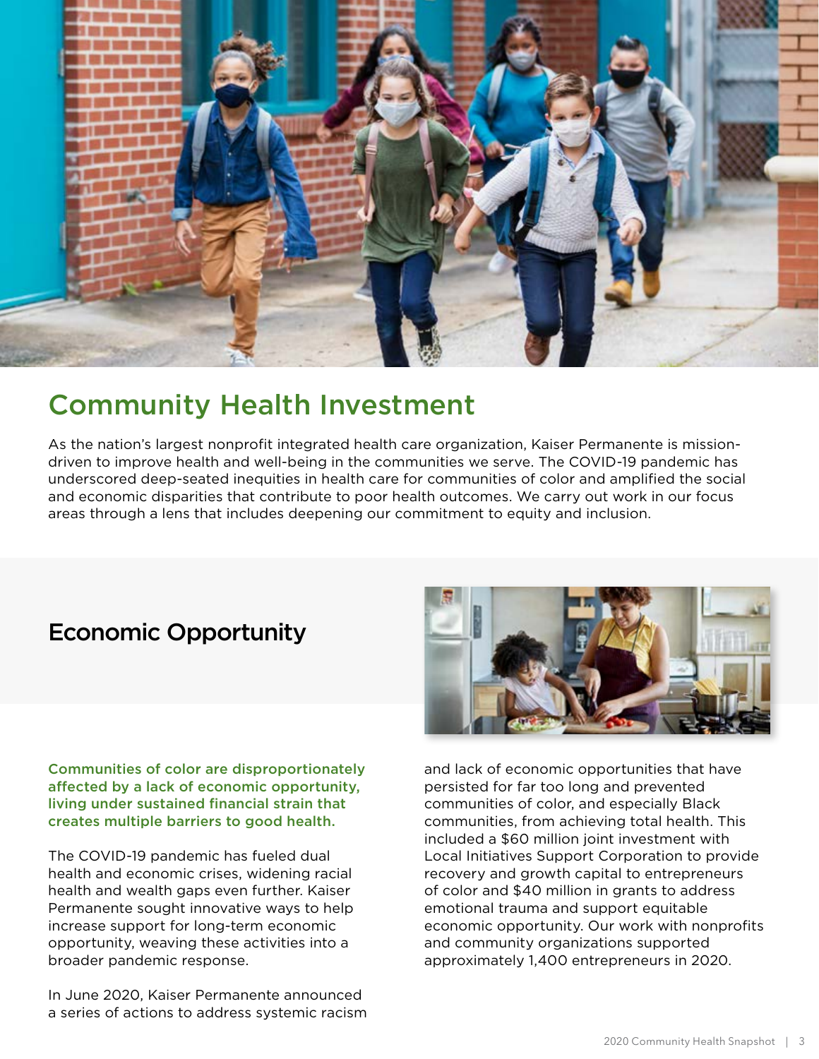# Community Health Investment

As the nation's largest nonprofit integrated health care organization, Kaiser Permanente is mission-driven to improve health and well-being in the communities we serve. The COVID-19 pandemic has underscored deep-seated inequities in health care for communities of color and amplified the social and economic disparities that contribute to poor health outcomes. We carry out work in our focus areas through a lens that includes deepening our commitment to equity and inclusion.

## Economic Opportunity

**Communities of color are disproportionately affected by a lack of economic opportunity, living under sustained financial strain that creates multiple barriers to good health.**

The COVID-19 pandemic has fueled dual health and economic crises, widening racial health and wealth gaps even further. Kaiser Permanente sought innovative ways to help increase support for long-term economic opportunity, weaving these activities into a broader pandemic response.

In June 2020, Kaiser Permanente announced a series of actions to address systemic racism and lack of economic opportunities that have persisted for far too long and prevented communities of color, and especially Black communities, from achieving total health. This included a $60 million joint investment with Local Initiatives Support Corporation to provide recovery and growth capital to entrepreneurs of color and $40 million in grants to address emotional trauma and support equitable economic opportunity. Our work with nonprofits and community organizations supported approximately 1,400 entrepreneurs in 2020.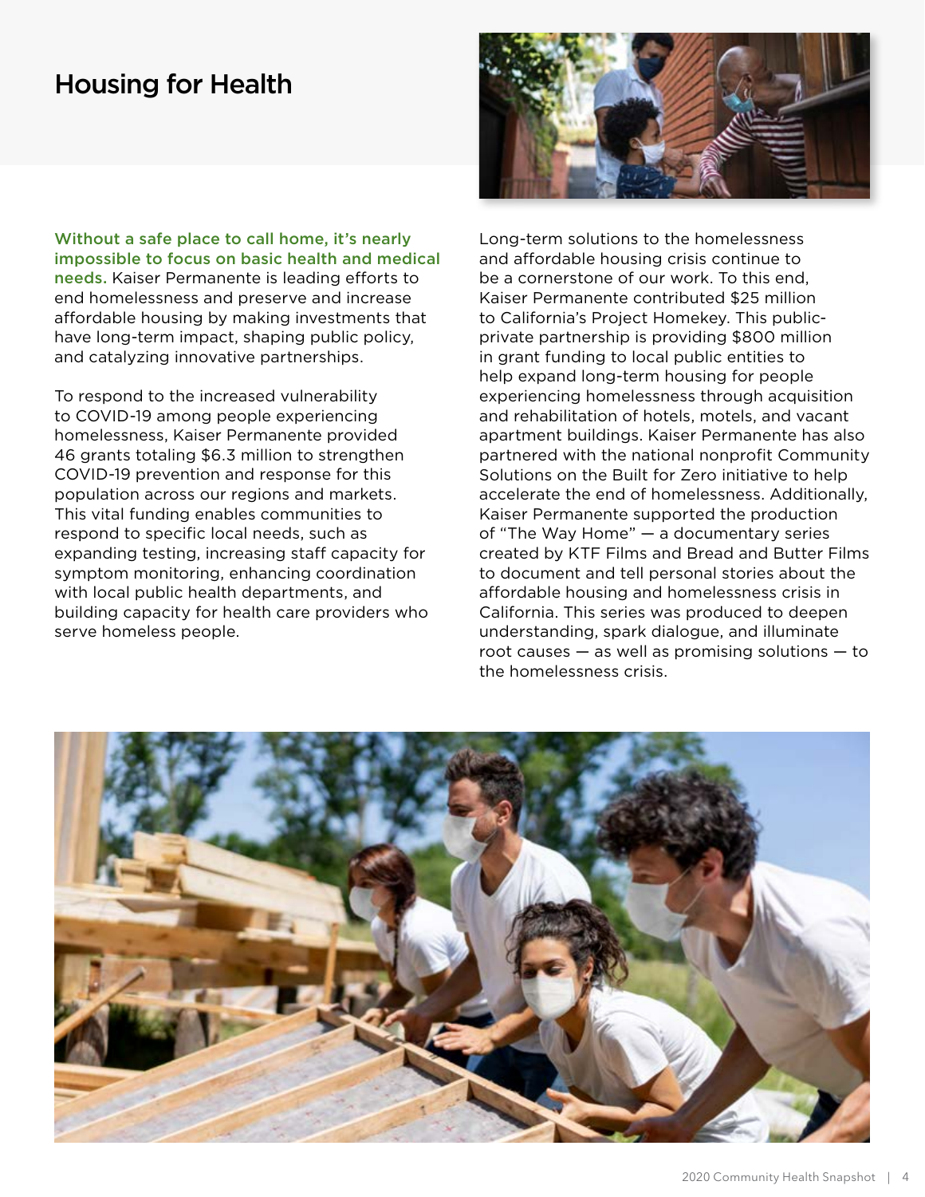# Housing for Health

**Without a safe place to call home, it's nearly impossible to focus on basic health and medical needs.** Kaiser Permanente is leading efforts to end homelessness and preserve and increase affordable housing by making investments that have long-term impact, shaping public policy, and catalyzing innovative partnerships.

To respond to the increased vulnerability to COVID-19 among people experiencing homelessness, Kaiser Permanente provided 46 grants totaling $6.3 million to strengthen COVID-19 prevention and response for this population across our regions and markets. This vital funding enables communities to respond to specific local needs, such as expanding testing, increasing staff capacity for symptom monitoring, enhancing coordination with local public health departments, and building capacity for health care providers who serve homeless people.

Long-term solutions to the homelessness and affordable housing crisis continue to be a cornerstone of our work. To this end, Kaiser Permanente contributed $25 million to California's Project Homekey. This public-private partnership is providing $800 million in grant funding to local public entities to help expand long-term housing for people experiencing homelessness through acquisition and rehabilitation of hotels, motels, and vacant apartment buildings. Kaiser Permanente has also partnered with the national nonprofit Community Solutions on the Built for Zero initiative to help accelerate the end of homelessness. Additionally, Kaiser Permanente supported the production of "The Way Home" — a documentary series created by KTF Films and Bread and Butter Films to document and tell personal stories about the affordable housing and homelessness crisis in California. This series was produced to deepen understanding, spark dialogue, and illuminate root causes — as well as promising solutions — to the homelessness crisis.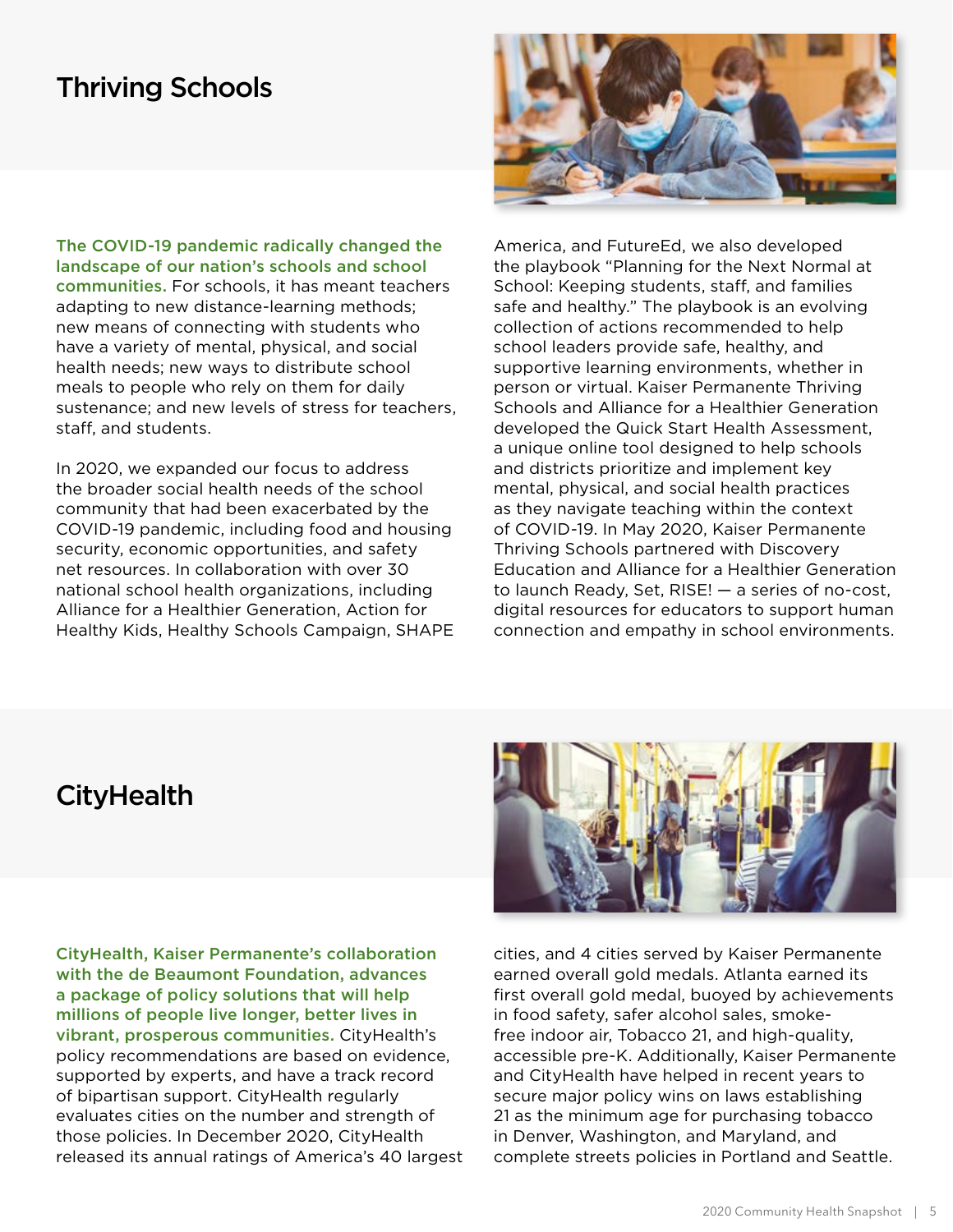## Thriving Schools

**The COVID-19 pandemic radically changed the landscape of our nation's schools and school communities.** For schools, it has meant teachers adapting to new distance-learning methods; new means of connecting with students who have a variety of mental, physical, and social health needs; new ways to distribute school meals to people who rely on them for daily sustenance; and new levels of stress for teachers, staff, and students.

In 2020, we expanded our focus to address the broader social health needs of the school community that had been exacerbated by the COVID-19 pandemic, including food and housing security, economic opportunities, and safety net resources. In collaboration with over 30 national school health organizations, including Alliance for a Healthier Generation, Action for Healthy Kids, Healthy Schools Campaign, SHAPE America, and FutureEd, we also developed the playbook "Planning for the Next Normal at School: Keeping students, staff, and families safe and healthy." The playbook is an evolving collection of actions recommended to help school leaders provide safe, healthy, and supportive learning environments, whether in person or virtual. Kaiser Permanente Thriving Schools and Alliance for a Healthier Generation developed the Quick Start Health Assessment, a unique online tool designed to help schools and districts prioritize and implement key mental, physical, and social health practices as they navigate teaching within the context of COVID-19. In May 2020, Kaiser Permanente Thriving Schools partnered with Discovery Education and Alliance for a Healthier Generation to launch Ready, Set, RISE! — a series of no-cost, digital resources for educators to support human connection and empathy in school environments.

## CityHealth

**CityHealth, Kaiser Permanente's collaboration with the de Beaumont Foundation, advances a package of policy solutions that will help millions of people live longer, better lives in vibrant, prosperous communities.** CityHealth's policy recommendations are based on evidence, supported by experts, and have a track record of bipartisan support. CityHealth regularly evaluates cities on the number and strength of those policies. In December 2020, CityHealth released its annual ratings of America's 40 largest cities, and 4 cities served by Kaiser Permanente earned overall gold medals. Atlanta earned its first overall gold medal, buoyed by achievements in food safety, safer alcohol sales, smoke-free indoor air, Tobacco 21, and high-quality, accessible pre-K. Additionally, Kaiser Permanente and CityHealth have helped in recent years to secure major policy wins on laws establishing 21 as the minimum age for purchasing tobacco in Denver, Washington, and Maryland, and complete streets policies in Portland and Seattle.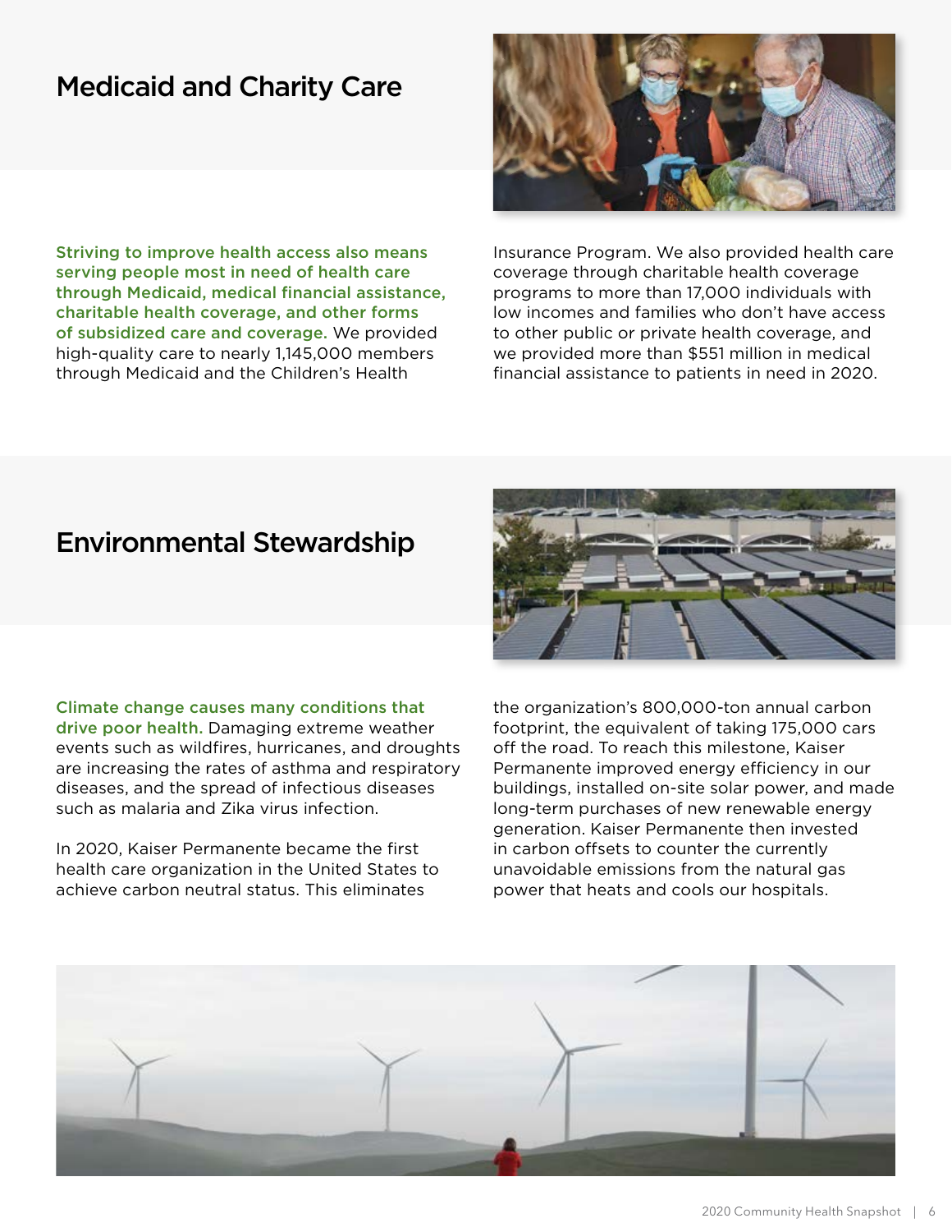## Medicaid and Charity Care

**Striving to improve health access also means serving people most in need of health care through Medicaid, medical financial assistance, charitable health coverage, and other forms of subsidized care and coverage.** We provided high-quality care to nearly 1,145,000 members through Medicaid and the Children's Health Insurance Program. We also provided health care coverage through charitable health coverage programs to more than 17,000 individuals with low incomes and families who don't have access to other public or private health coverage, and we provided more than $551 million in medical financial assistance to patients in need in 2020.

## Environmental Stewardship

**Climate change causes many conditions that drive poor health.** Damaging extreme weather events such as wildfires, hurricanes, and droughts are increasing the rates of asthma and respiratory diseases, and the spread of infectious diseases such as malaria and Zika virus infection.

In 2020, Kaiser Permanente became the first health care organization in the United States to achieve carbon neutral status. This eliminates the organization's 800,000-ton annual carbon footprint, the equivalent of taking 175,000 cars off the road. To reach this milestone, Kaiser Permanente improved energy efficiency in our buildings, installed on-site solar power, and made long-term purchases of new renewable energy generation. Kaiser Permanente then invested in carbon offsets to counter the currently unavoidable emissions from the natural gas power that heats and cools our hospitals.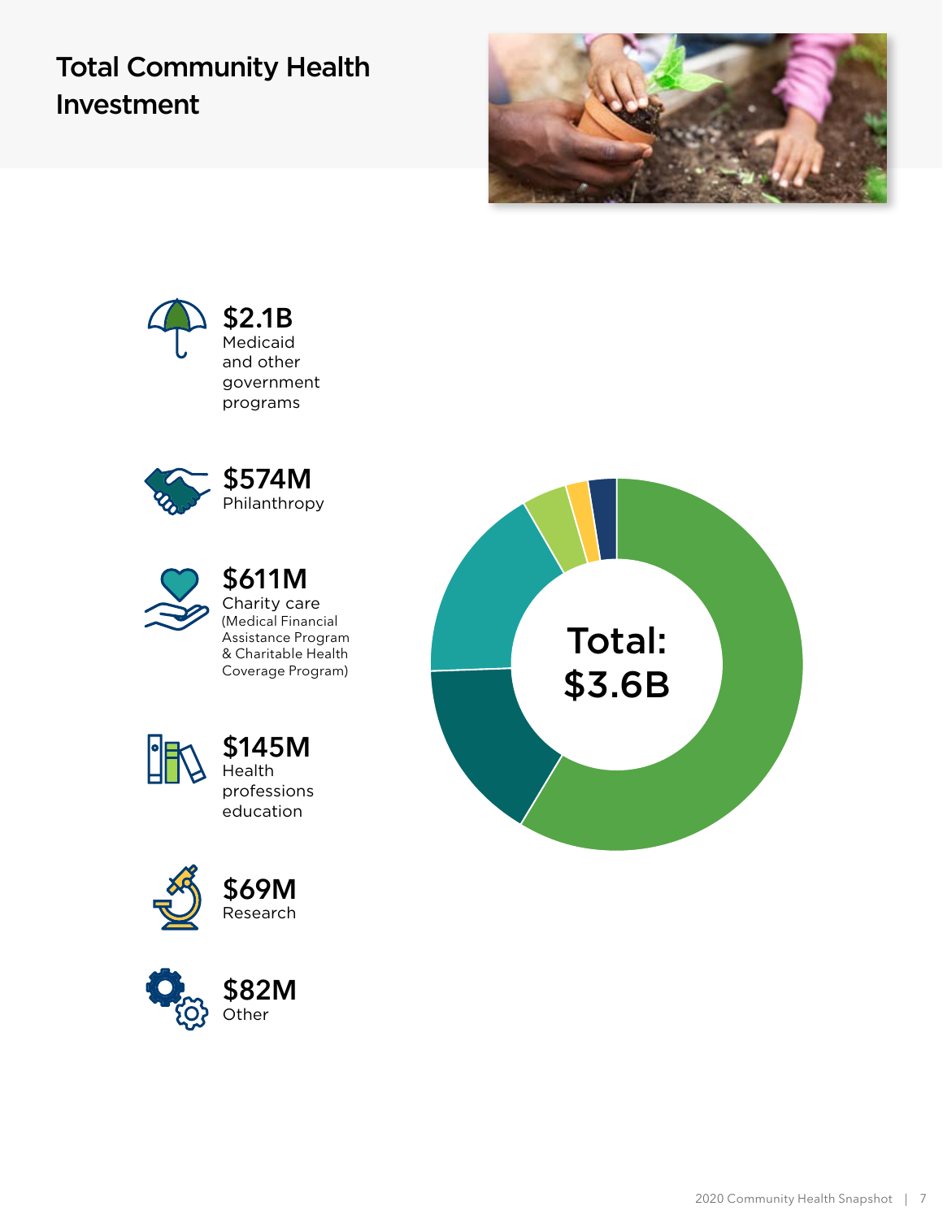# Total Community Health Investment

**$2.1B**
Medicaid and other government programs

**$574M**
Philanthropy

**$611M**
Charity care
(Medical Financial Assistance Program & Charitable Health Coverage Program)

**$145M**
Health professions education

**$69M**
Research

**$82M**
Other

**Total: $3.6B**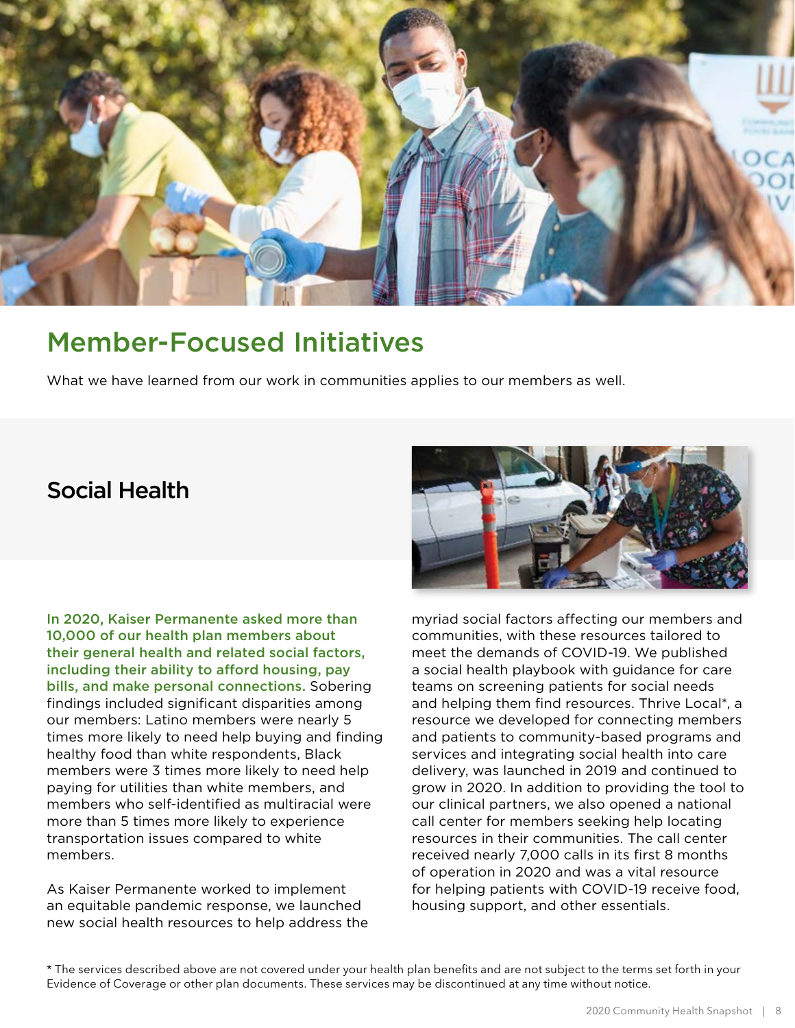# Member-Focused Initiatives

What we have learned from our work in communities applies to our members as well.

## Social Health

**In 2020, Kaiser Permanente asked more than 10,000 of our health plan members about their general health and related social factors, including their ability to afford housing, pay bills, and make personal connections.** Sobering findings included significant disparities among our members: Latino members were nearly 5 times more likely to need help buying and finding healthy food than white respondents, Black members were 3 times more likely to need help paying for utilities than white members, and members who self-identified as multiracial were more than 5 times more likely to experience transportation issues compared to white members.

As Kaiser Permanente worked to implement an equitable pandemic response, we launched new social health resources to help address the myriad social factors affecting our members and communities, with these resources tailored to meet the demands of COVID-19. We published a social health playbook with guidance for care teams on screening patients for social needs and helping them find resources. Thrive Local*, a resource we developed for connecting members and patients to community-based programs and services and integrating social health into care delivery, was launched in 2019 and continued to grow in 2020. In addition to providing the tool to our clinical partners, we also opened a national call center for members seeking help locating resources in their communities. The call center received nearly 7,000 calls in its first 8 months of operation in 2020 and was a vital resource for helping patients with COVID-19 receive food, housing support, and other essentials.

* The services described above are not covered under your health plan benefits and are not subject to the terms set forth in your Evidence of Coverage or other plan documents. These services may be discontinued at any time without notice.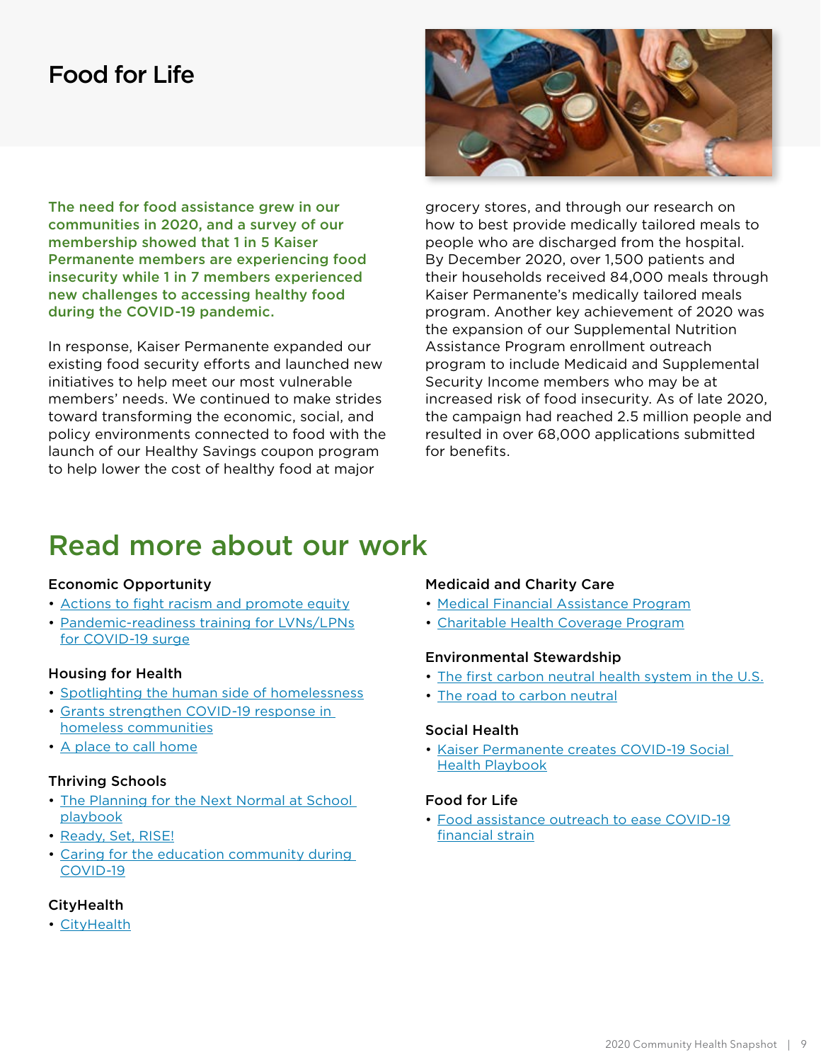# Food for Life

**The need for food assistance grew in our communities in 2020, and a survey of our membership showed that 1 in 5 Kaiser Permanente members are experiencing food insecurity while 1 in 7 members experienced new challenges to accessing healthy food during the COVID-19 pandemic.**

In response, Kaiser Permanente expanded our existing food security efforts and launched new initiatives to help meet our most vulnerable members' needs. We continued to make strides toward transforming the economic, social, and policy environments connected to food with the launch of our Healthy Savings coupon program to help lower the cost of healthy food at major grocery stores, and through our research on how to best provide medically tailored meals to people who are discharged from the hospital. By December 2020, over 1,500 patients and their households received 84,000 meals through Kaiser Permanente's medically tailored meals program. Another key achievement of 2020 was the expansion of our Supplemental Nutrition Assistance Program enrollment outreach program to include Medicaid and Supplemental Security Income members who may be at increased risk of food insecurity. As of late 2020, the campaign had reached 2.5 million people and resulted in over 68,000 applications submitted for benefits.

## Read more about our work

### Economic Opportunity

- Actions to fight racism and promote equity
- Pandemic-readiness training for LVNs/LPNs for COVID-19 surge

### Housing for Health

- Spotlighting the human side of homelessness
- Grants strengthen COVID-19 response in homeless communities
- A place to call home

### Thriving Schools

- The Planning for the Next Normal at School playbook
- Ready, Set, RISE!
- Caring for the education community during COVID-19

### CityHealth

- CityHealth

### Medicaid and Charity Care

- Medical Financial Assistance Program
- Charitable Health Coverage Program

### Environmental Stewardship

- The first carbon neutral health system in the U.S.
- The road to carbon neutral

### Social Health

- Kaiser Permanente creates COVID-19 Social Health Playbook

### Food for Life

- Food assistance outreach to ease COVID-19 financial strain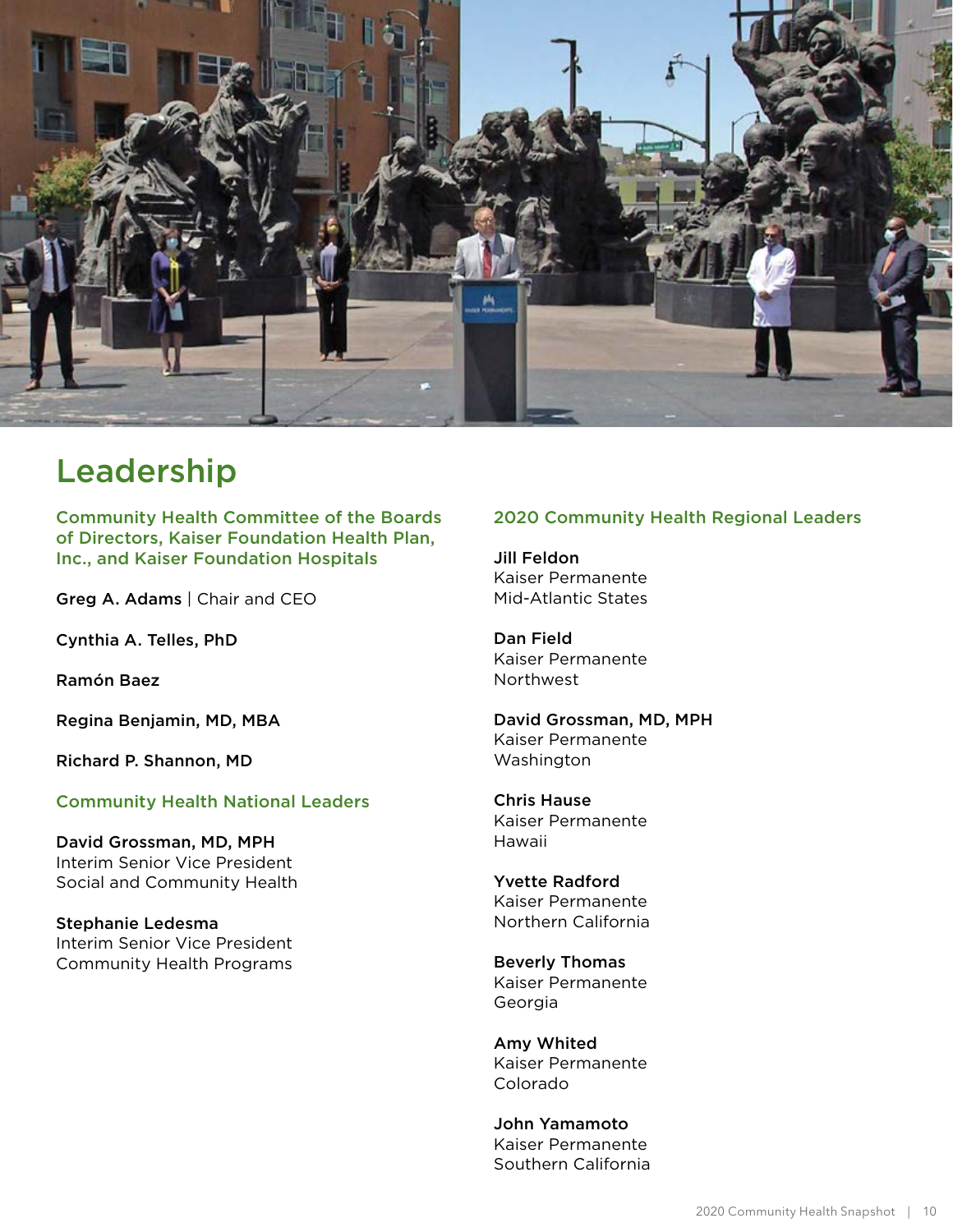# Leadership

## Community Health Committee of the Boards of Directors, Kaiser Foundation Health Plan, Inc., and Kaiser Foundation Hospitals

**Greg A. Adams** | Chair and CEO

**Cynthia A. Telles, PhD**

**Ramón Baez**

**Regina Benjamin, MD, MBA**

**Richard P. Shannon, MD**

## Community Health National Leaders

**David Grossman, MD, MPH**
Interim Senior Vice President
Social and Community Health

**Stephanie Ledesma**
Interim Senior Vice President
Community Health Programs

## 2020 Community Health Regional Leaders

**Jill Feldon**
Kaiser Permanente
Mid-Atlantic States

**Dan Field**
Kaiser Permanente
Northwest

**David Grossman, MD, MPH**
Kaiser Permanente
Washington

**Chris Hause**
Kaiser Permanente
Hawaii

**Yvette Radford**
Kaiser Permanente
Northern California

**Beverly Thomas**
Kaiser Permanente
Georgia

**Amy Whited**
Kaiser Permanente
Colorado

**John Yamamoto**
Kaiser Permanente
Southern California